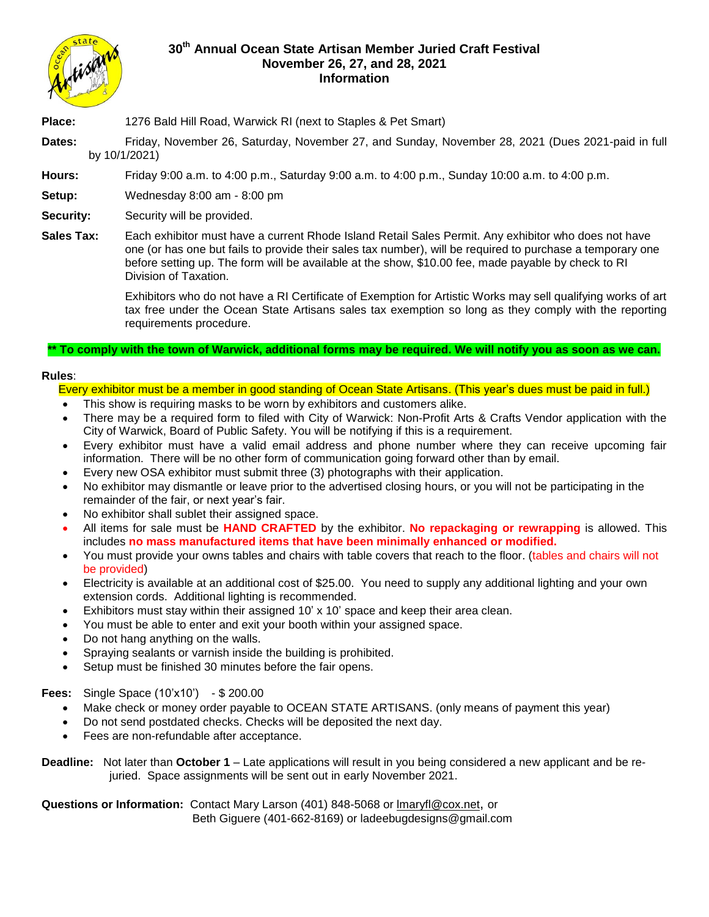# 30th Annual Ocean State Artisan Member Juried Craft Festival
## November 26, 27, and 28, 2021
## Information

**Place:** 1276 Bald Hill Road, Warwick RI (next to Staples & Pet Smart)

**Dates:** Friday, November 26, Saturday, November 27, and Sunday, November 28, 2021 (Dues 2021-paid in full by 10/1/2021)

**Hours:** Friday 9:00 a.m. to 4:00 p.m., Saturday 9:00 a.m. to 4:00 p.m., Sunday 10:00 a.m. to 4:00 p.m.

**Setup:** Wednesday 8:00 am - 8:00 pm

**Security:** Security will be provided.

**Sales Tax:** Each exhibitor must have a current Rhode Island Retail Sales Permit. Any exhibitor who does not have one (or has one but fails to provide their sales tax number), will be required to purchase a temporary one before setting up. The form will be available at the show, $10.00 fee, made payable by check to RI Division of Taxation.

Exhibitors who do not have a RI Certificate of Exemption for Artistic Works may sell qualifying works of art tax free under the Ocean State Artisans sales tax exemption so long as they comply with the reporting requirements procedure.

**** To comply with the town of Warwick, additional forms may be required. We will notify you as soon as we can.**

**Rules**:

Every exhibitor must be a member in good standing of Ocean State Artisans. (This year's dues must be paid in full.)

- This show is requiring masks to be worn by exhibitors and customers alike.
- There may be a required form to filed with City of Warwick: Non-Profit Arts & Crafts Vendor application with the City of Warwick, Board of Public Safety. You will be notifying if this is a requirement.
- Every exhibitor must have a valid email address and phone number where they can receive upcoming fair information. There will be no other form of communication going forward other than by email.
- Every new OSA exhibitor must submit three (3) photographs with their application.
- No exhibitor may dismantle or leave prior to the advertised closing hours, or you will not be participating in the remainder of the fair, or next year's fair.
- No exhibitor shall sublet their assigned space.
- All items for sale must be **HAND CRAFTED** by the exhibitor. **No repackaging or rewrapping** is allowed. This includes **no mass manufactured items that have been minimally enhanced or modified.**
- You must provide your owns tables and chairs with table covers that reach to the floor. (tables and chairs will not be provided)
- Electricity is available at an additional cost of $25.00. You need to supply any additional lighting and your own extension cords. Additional lighting is recommended.
- Exhibitors must stay within their assigned 10' x 10' space and keep their area clean.
- You must be able to enter and exit your booth within your assigned space.
- Do not hang anything on the walls.
- Spraying sealants or varnish inside the building is prohibited.
- Setup must be finished 30 minutes before the fair opens.

**Fees:** Single Space (10'x10') - $ 200.00

- Make check or money order payable to OCEAN STATE ARTISANS. (only means of payment this year)
- Do not send postdated checks. Checks will be deposited the next day.
- Fees are non-refundable after acceptance.

**Deadline:** Not later than **October 1** – Late applications will result in you being considered a new applicant and be re-juried. Space assignments will be sent out in early November 2021.

**Questions or Information:** Contact Mary Larson (401) 848-5068 or lmaryfl@cox.net, or Beth Giguere (401-662-8169) or ladeebugdesigns@gmail.com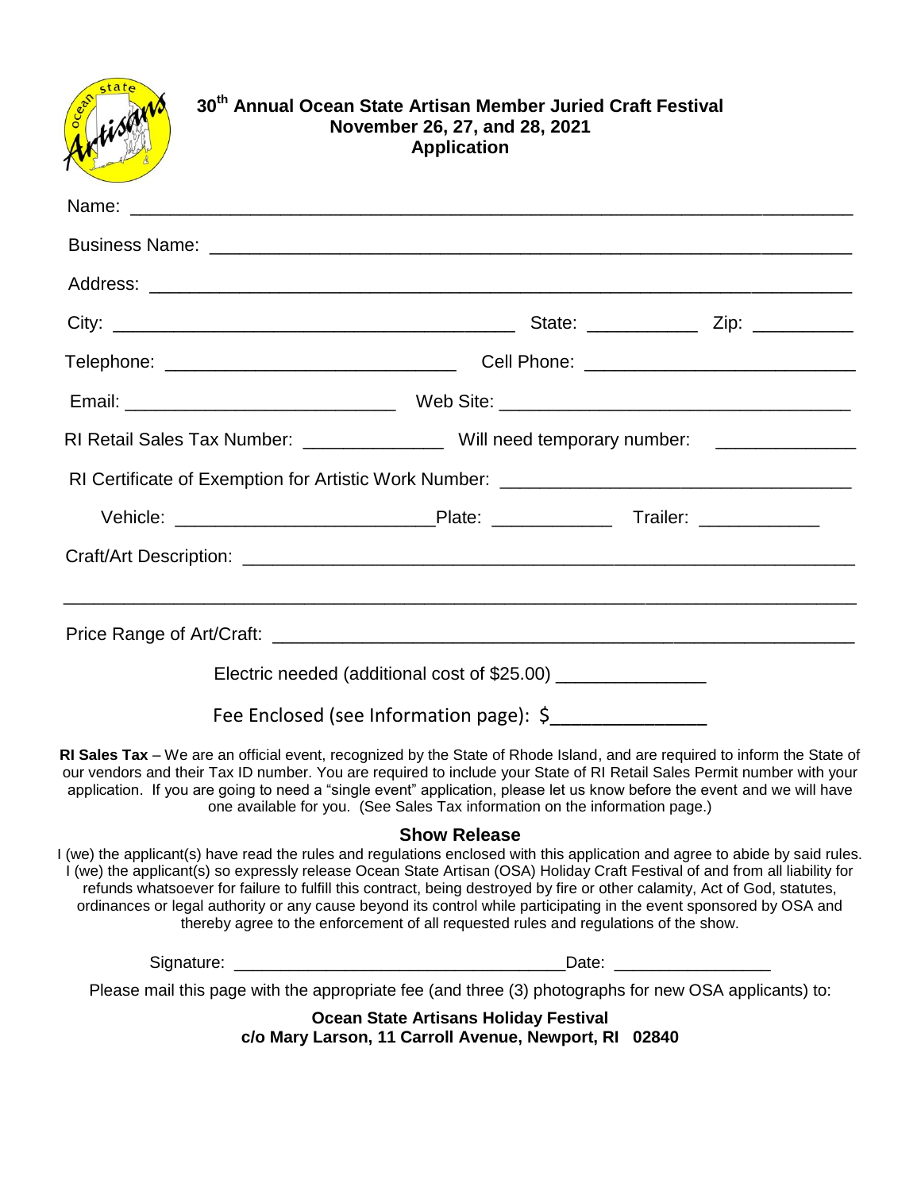# 30th Annual Ocean State Artisan Member Juried Craft Festival
## November 26, 27, and 28, 2021
## Application

Name: ______________________________________________________________________

Business Name: ______________________________________________________________

Address: ____________________________________________________________________

City: ________________________________________ State: ___________ Zip: __________

Telephone: ____________________________ Cell Phone: __________________________

Email: __________________________ Web Site: __________________________________

RI Retail Sales Tax Number: ______________ Will need temporary number: _____________

RI Certificate of Exemption for Artistic Work Number: __________________________________

Vehicle: _________________________Plate: ____________ Trailer: ____________

Craft/Art Description: ___________________________________________________________

________________________________________________________________________________

Price Range of Art/Craft: _________________________________________________________

Electric needed (additional cost of $25.00) _______________

Fee Enclosed (see Information page): $_______________

**RI Sales Tax** – We are an official event, recognized by the State of Rhode Island, and are required to inform the State of our vendors and their Tax ID number. You are required to include your State of RI Retail Sales Permit number with your application. If you are going to need a "single event" application, please let us know before the event and we will have one available for you. (See Sales Tax information on the information page.)

### Show Release

I (we) the applicant(s) have read the rules and regulations enclosed with this application and agree to abide by said rules. I (we) the applicant(s) so expressly release Ocean State Artisan (OSA) Holiday Craft Festival of and from all liability for refunds whatsoever for failure to fulfill this contract, being destroyed by fire or other calamity, Act of God, statutes, ordinances or legal authority or any cause beyond its control while participating in the event sponsored by OSA and thereby agree to the enforcement of all requested rules and regulations of the show.

Signature: ___________________________________Date: ________________

Please mail this page with the appropriate fee (and three (3) photographs for new OSA applicants) to:

**Ocean State Artisans Holiday Festival**
**c/o Mary Larson, 11 Carroll Avenue, Newport, RI 02840**